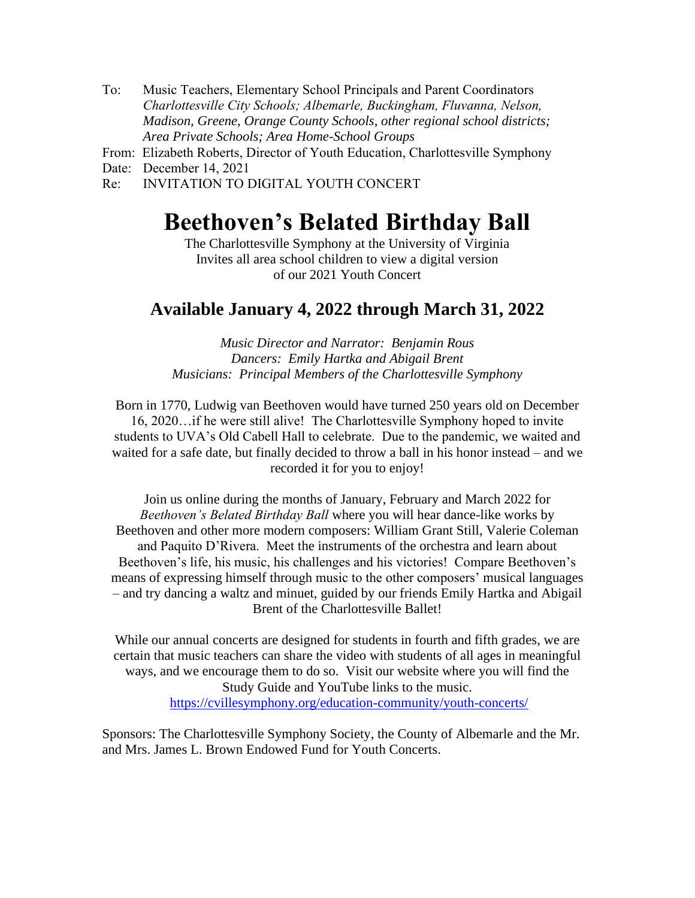To: Music Teachers, Elementary School Principals and Parent Coordinators
*Charlottesville City Schools; Albemarle, Buckingham, Fluvanna, Nelson, Madison, Greene, Orange County Schools, other regional school districts; Area Private Schools; Area Home-School Groups*

From: Elizabeth Roberts, Director of Youth Education, Charlottesville Symphony

Date: December 14, 2021

Re: INVITATION TO DIGITAL YOUTH CONCERT

# Beethoven's Belated Birthday Ball

The Charlottesville Symphony at the University of Virginia
Invites all area school children to view a digital version
of our 2021 Youth Concert

## Available January 4, 2022 through March 31, 2022

*Music Director and Narrator: Benjamin Rous*
*Dancers: Emily Hartka and Abigail Brent*
*Musicians: Principal Members of the Charlottesville Symphony*

Born in 1770, Ludwig van Beethoven would have turned 250 years old on December 16, 2020…if he were still alive! The Charlottesville Symphony hoped to invite students to UVA's Old Cabell Hall to celebrate. Due to the pandemic, we waited and waited for a safe date, but finally decided to throw a ball in his honor instead – and we recorded it for you to enjoy!

Join us online during the months of January, February and March 2022 for *Beethoven's Belated Birthday Ball* where you will hear dance-like works by Beethoven and other more modern composers: William Grant Still, Valerie Coleman and Paquito D'Rivera. Meet the instruments of the orchestra and learn about Beethoven's life, his music, his challenges and his victories! Compare Beethoven's means of expressing himself through music to the other composers' musical languages – and try dancing a waltz and minuet, guided by our friends Emily Hartka and Abigail Brent of the Charlottesville Ballet!

While our annual concerts are designed for students in fourth and fifth grades, we are certain that music teachers can share the video with students of all ages in meaningful ways, and we encourage them to do so. Visit our website where you will find the Study Guide and YouTube links to the music.
https://cvillesymphony.org/education-community/youth-concerts/

Sponsors: The Charlottesville Symphony Society, the County of Albemarle and the Mr. and Mrs. James L. Brown Endowed Fund for Youth Concerts.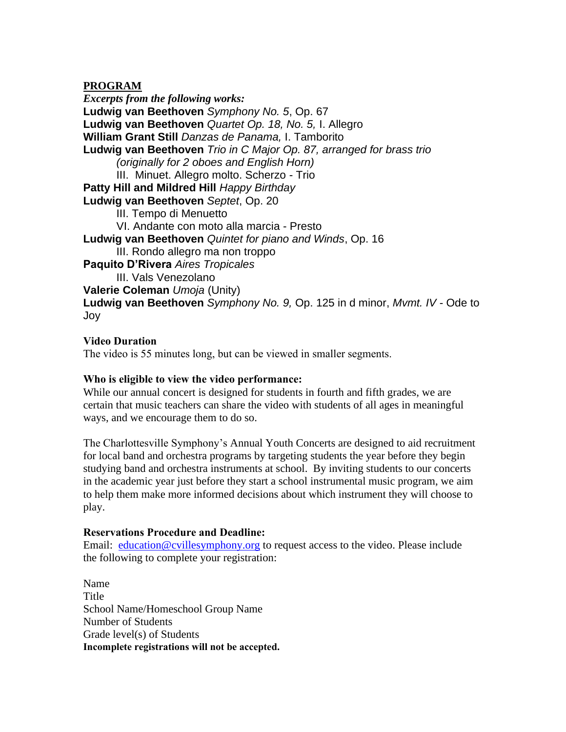## PROGRAM

***Excerpts from the following works:***

**Ludwig van Beethoven** *Symphony No. 5*, Op. 67
**Ludwig van Beethoven** *Quartet Op. 18, No. 5,* I. Allegro
**William Grant Still** *Danzas de Panama,* I. Tamborito
**Ludwig van Beethoven** *Trio in C Major Op. 87, arranged for brass trio*
  *(originally for 2 oboes and English Horn)*
  III. Minuet. Allegro molto. Scherzo - Trio
**Patty Hill and Mildred Hill** *Happy Birthday*
**Ludwig van Beethoven** *Septet*, Op. 20
  III. Tempo di Menuetto
  VI. Andante con moto alla marcia - Presto
**Ludwig van Beethoven** *Quintet for piano and Winds*, Op. 16
  III. Rondo allegro ma non troppo
**Paquito D'Rivera** *Aires Tropicales*
  III. Vals Venezolano
**Valerie Coleman** *Umoja* (Unity)
**Ludwig van Beethoven** *Symphony No. 9,* Op. 125 in d minor, *Mvmt. IV* - Ode to Joy

**Video Duration**

The video is 55 minutes long, but can be viewed in smaller segments.

**Who is eligible to view the video performance:**

While our annual concert is designed for students in fourth and fifth grades, we are certain that music teachers can share the video with students of all ages in meaningful ways, and we encourage them to do so.

The Charlottesville Symphony's Annual Youth Concerts are designed to aid recruitment for local band and orchestra programs by targeting students the year before they begin studying band and orchestra instruments at school. By inviting students to our concerts in the academic year just before they start a school instrumental music program, we aim to help them make more informed decisions about which instrument they will choose to play.

**Reservations Procedure and Deadline:**

Email: education@cvillesymphony.org to request access to the video. Please include the following to complete your registration:

Name
Title
School Name/Homeschool Group Name
Number of Students
Grade level(s) of Students
**Incomplete registrations will not be accepted.**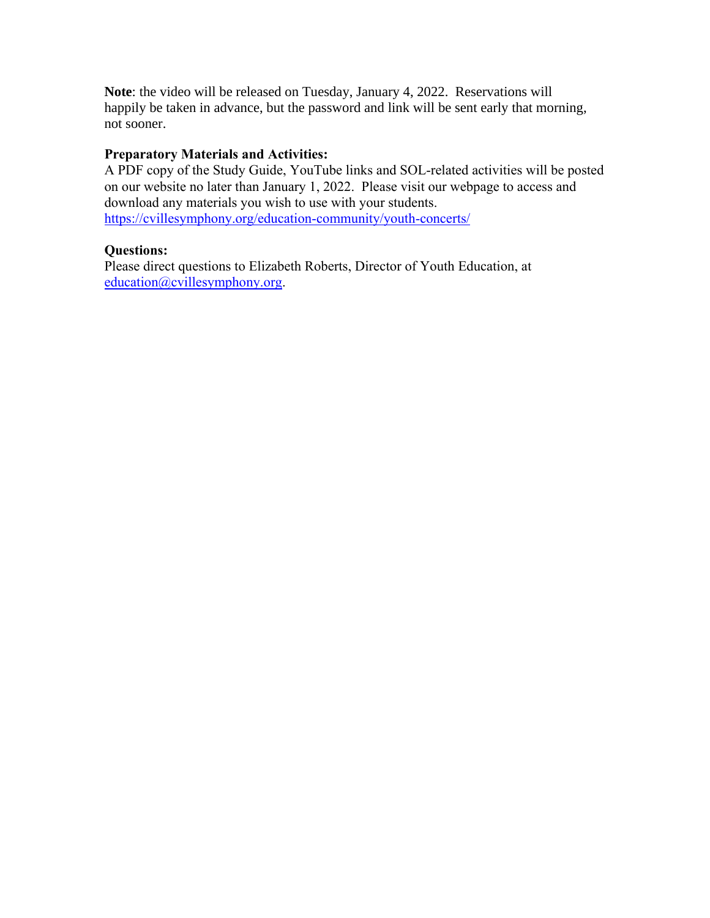**Note**: the video will be released on Tuesday, January 4, 2022. Reservations will happily be taken in advance, but the password and link will be sent early that morning, not sooner.

**Preparatory Materials and Activities:**

A PDF copy of the Study Guide, YouTube links and SOL-related activities will be posted on our website no later than January 1, 2022. Please visit our webpage to access and download any materials you wish to use with your students.
https://cvillesymphony.org/education-community/youth-concerts/

**Questions:**

Please direct questions to Elizabeth Roberts, Director of Youth Education, at education@cvillesymphony.org.